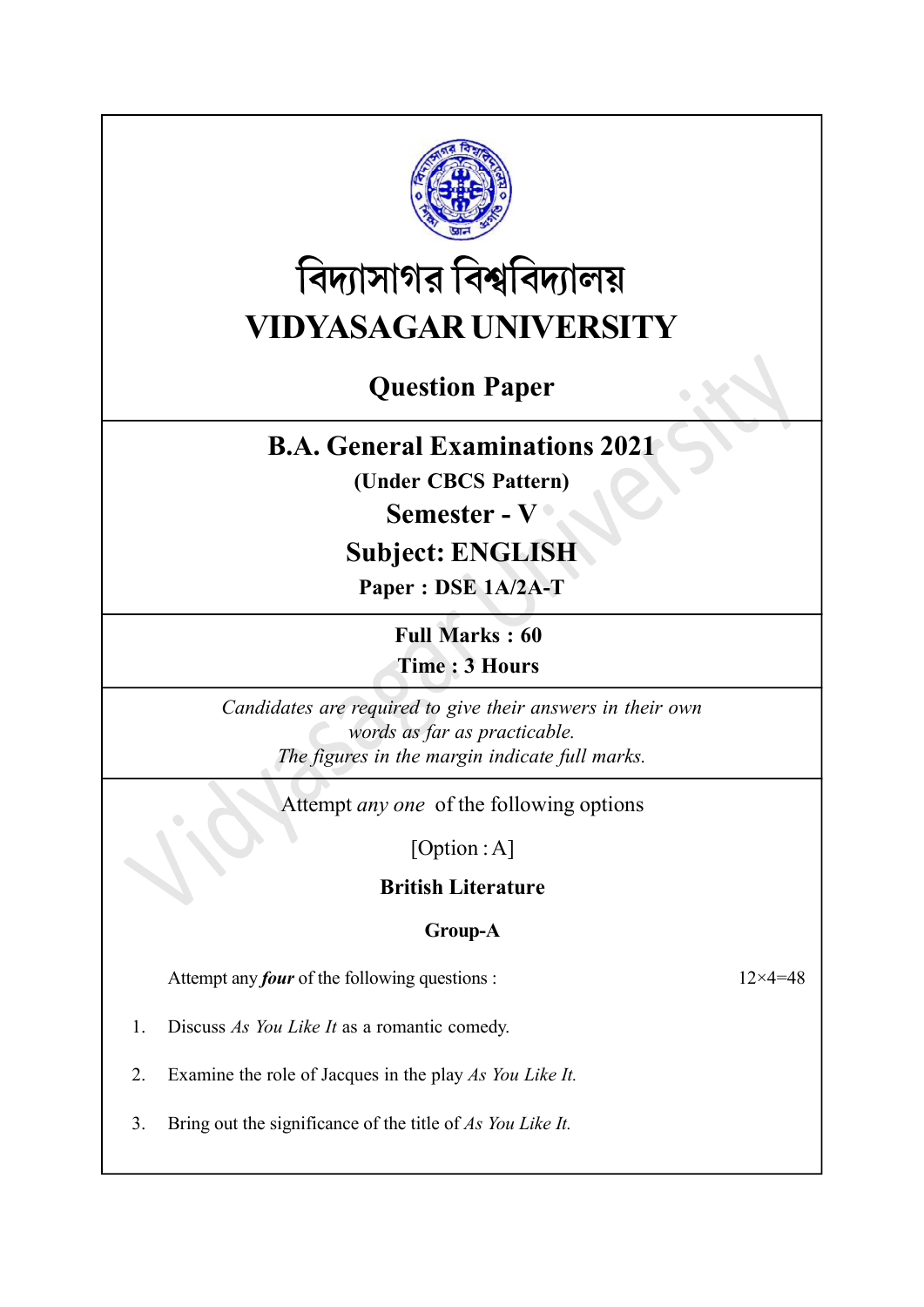# বিদ্যাসাগর বিশ্ববিদ্যালয়

# VIDYASAGAR UNIVERSITY

## Question Paper

## B.A. General Examinations 2021

**(Under CBCS Pattern)**

**Semester - V**

**Subject: ENGLISH**

**Paper : DSE 1A/2A-T**

**Full Marks : 60**

**Time : 3 Hours**

*Candidates are required to give their answers in their own words as far as practicable.*
*The figures in the margin indicate full marks.*

Attempt *any one* of the following options

[Option : A]

**British Literature**

**Group-A**

Attempt any ***four*** of the following questions : 12×4=48

1. Discuss *As You Like It* as a romantic comedy.
2. Examine the role of Jacques in the play *As You Like It.*
3. Bring out the significance of the title of *As You Like It.*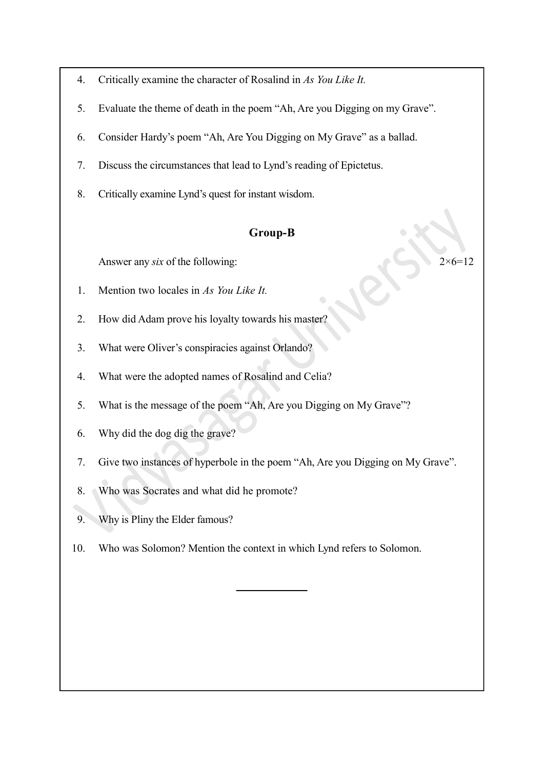4. Critically examine the character of Rosalind in *As You Like It.*

5. Evaluate the theme of death in the poem "Ah, Are you Digging on my Grave".

6. Consider Hardy's poem "Ah, Are You Digging on My Grave" as a ballad.

7. Discuss the circumstances that lead to Lynd's reading of Epictetus.

8. Critically examine Lynd's quest for instant wisdom.

## Group-B

Answer any *six* of the following: $2\times6=12$

1. Mention two locales in *As You Like It.*

2. How did Adam prove his loyalty towards his master?

3. What were Oliver's conspiracies against Orlando?

4. What were the adopted names of Rosalind and Celia?

5. What is the message of the poem "Ah, Are you Digging on My Grave"?

6. Why did the dog dig the grave?

7. Give two instances of hyperbole in the poem "Ah, Are you Digging on My Grave".

8. Who was Socrates and what did he promote?

9. Why is Pliny the Elder famous?

10. Who was Solomon? Mention the context in which Lynd refers to Solomon.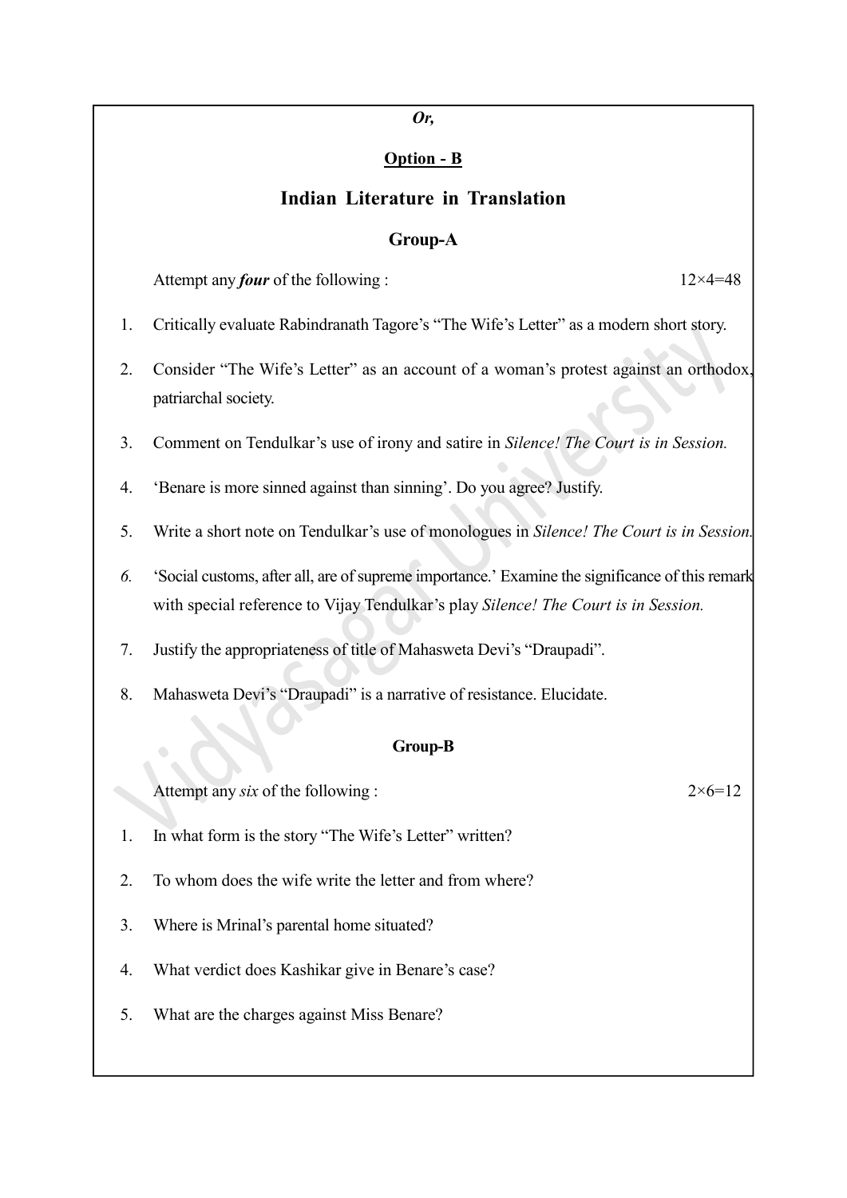*Or,*

**Option - B**

## Indian Literature in Translation

### Group-A

Attempt any ***four*** of the following : 12×4=48

1. Critically evaluate Rabindranath Tagore's "The Wife's Letter" as a modern short story.
2. Consider "The Wife's Letter" as an account of a woman's protest against an orthodox, patriarchal society.
3. Comment on Tendulkar's use of irony and satire in *Silence! The Court is in Session.*
4. 'Benare is more sinned against than sinning'. Do you agree? Justify.
5. Write a short note on Tendulkar's use of monologues in *Silence! The Court is in Session.*
6. 'Social customs, after all, are of supreme importance.' Examine the significance of this remark with special reference to Vijay Tendulkar's play *Silence! The Court is in Session.*
7. Justify the appropriateness of title of Mahasweta Devi's "Draupadi".
8. Mahasweta Devi's "Draupadi" is a narrative of resistance. Elucidate.

### Group-B

Attempt any *six* of the following : 2×6=12

1. In what form is the story "The Wife's Letter" written?
2. To whom does the wife write the letter and from where?
3. Where is Mrinal's parental home situated?
4. What verdict does Kashikar give in Benare's case?
5. What are the charges against Miss Benare?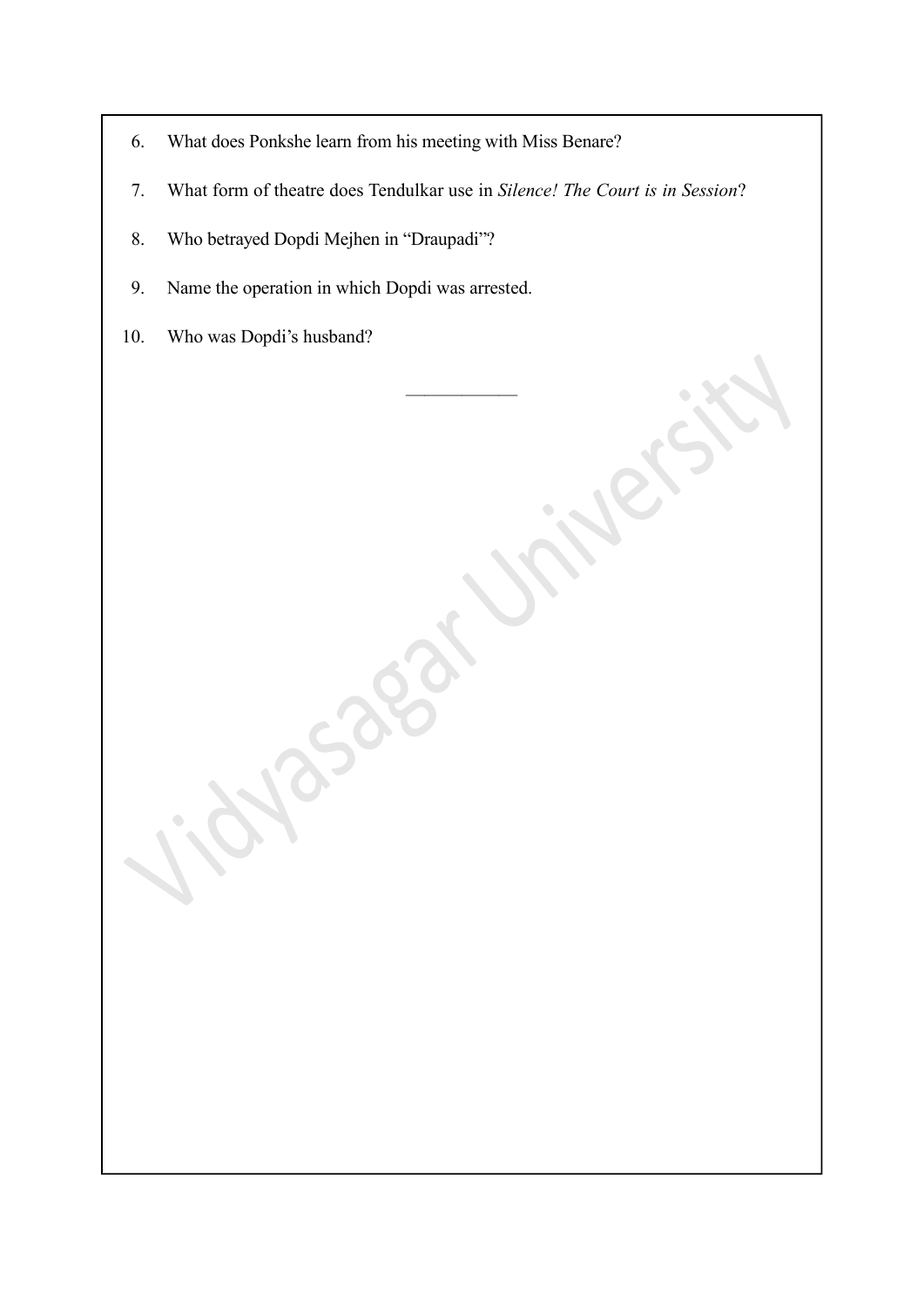6. What does Ponkshe learn from his meeting with Miss Benare?
7. What form of theatre does Tendulkar use in *Silence! The Court is in Session*?
8. Who betrayed Dopdi Mejhen in "Draupadi"?
9. Name the operation in which Dopdi was arrested.
10. Who was Dopdi's husband?

———————